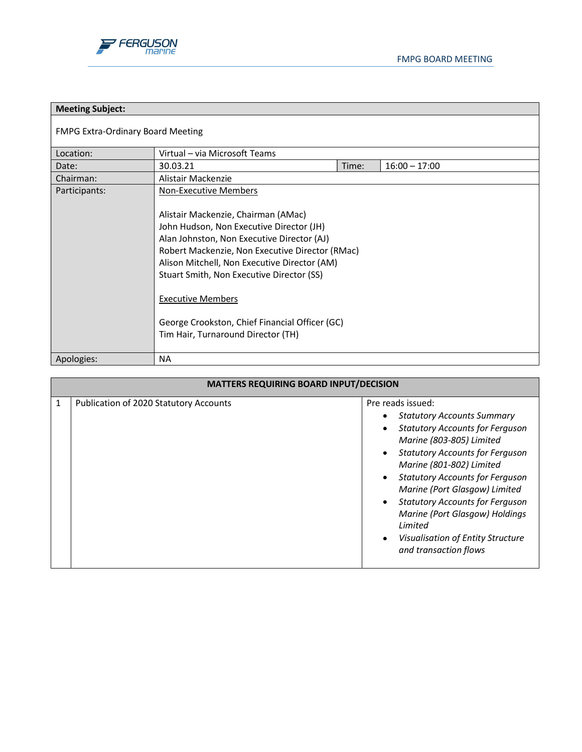| **Meeting Subject:** | | | |
|---|---|---|---|
| FMPG Extra-Ordinary Board Meeting | | | |
| Location: | Virtual – via Microsoft Teams | | |
| Date: | 30.03.21 | Time: | 16:00 – 17:00 |
| Chairman: | Alistair Mackenzie | | |
| Participants: | Non-Executive Members<br><br>Alistair Mackenzie, Chairman (AMac)<br>John Hudson, Non Executive Director (JH)<br>Alan Johnston, Non Executive Director (AJ)<br>Robert Mackenzie, Non Executive Director (RMac)<br>Alison Mitchell, Non Executive Director (AM)<br>Stuart Smith, Non Executive Director (SS)<br><br>Executive Members<br><br>George Crookston, Chief Financial Officer (GC)<br>Tim Hair, Turnaround Director (TH) | | |
| Apologies: | NA | | |

| **MATTERS REQUIRING BOARD INPUT/DECISION** | | |
|---|---|---|
| 1 | Publication of 2020 Statutory Accounts | Pre reads issued:<br>• *Statutory Accounts Summary*<br>• *Statutory Accounts for Ferguson Marine (803-805) Limited*<br>• *Statutory Accounts for Ferguson Marine (801-802) Limited*<br>• *Statutory Accounts for Ferguson Marine (Port Glasgow) Limited*<br>• *Statutory Accounts for Ferguson Marine (Port Glasgow) Holdings Limited*<br>• *Visualisation of Entity Structure and transaction flows* |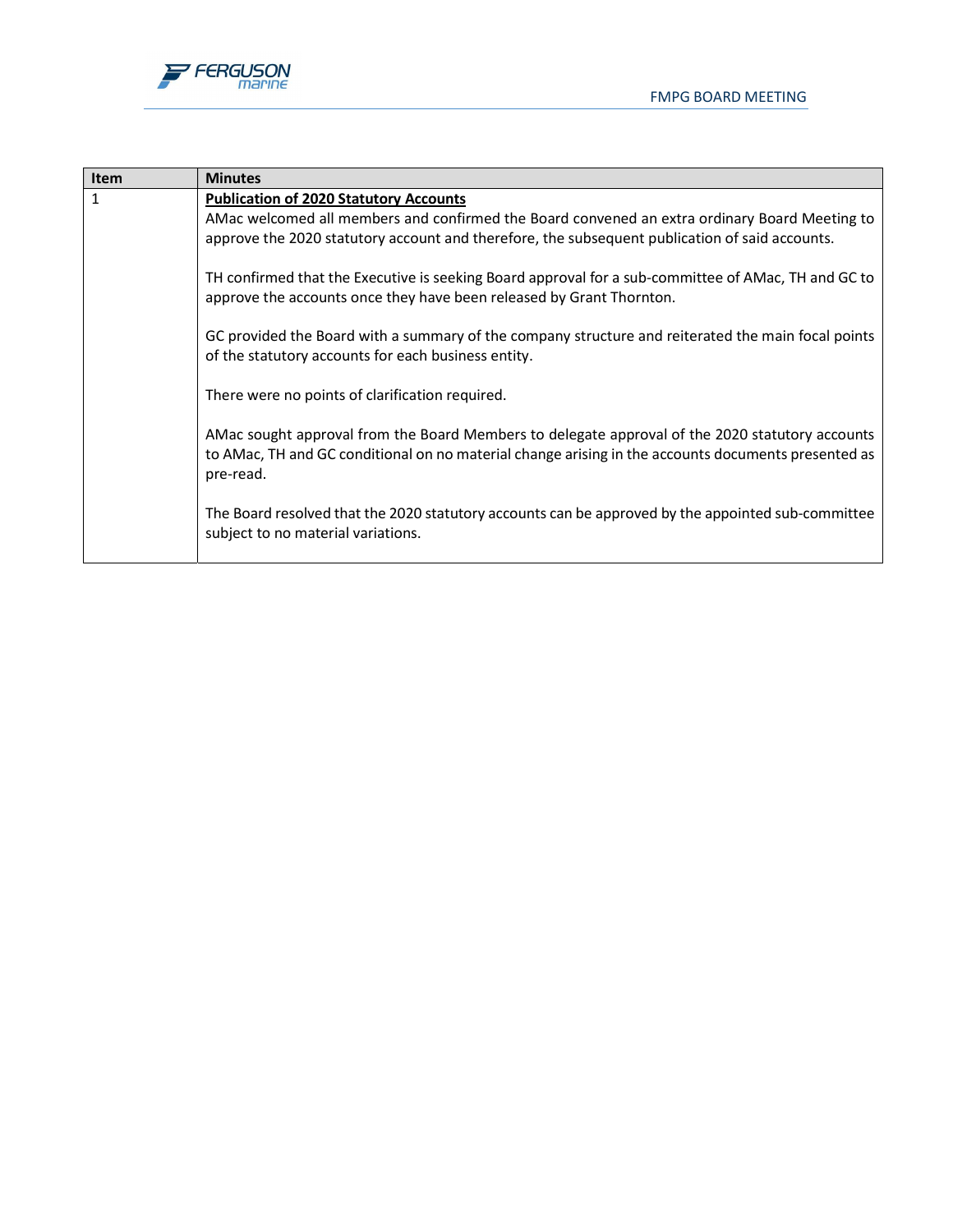| Item | Minutes |
| --- | --- |
| 1 | **<u>Publication of 2020 Statutory Accounts</u>**<br>AMac welcomed all members and confirmed the Board convened an extra ordinary Board Meeting to approve the 2020 statutory account and therefore, the subsequent publication of said accounts.<br><br>TH confirmed that the Executive is seeking Board approval for a sub-committee of AMac, TH and GC to approve the accounts once they have been released by Grant Thornton.<br><br>GC provided the Board with a summary of the company structure and reiterated the main focal points of the statutory accounts for each business entity.<br><br>There were no points of clarification required.<br><br>AMac sought approval from the Board Members to delegate approval of the 2020 statutory accounts to AMac, TH and GC conditional on no material change arising in the accounts documents presented as pre-read.<br><br>The Board resolved that the 2020 statutory accounts can be approved by the appointed sub-committee subject to no material variations. |